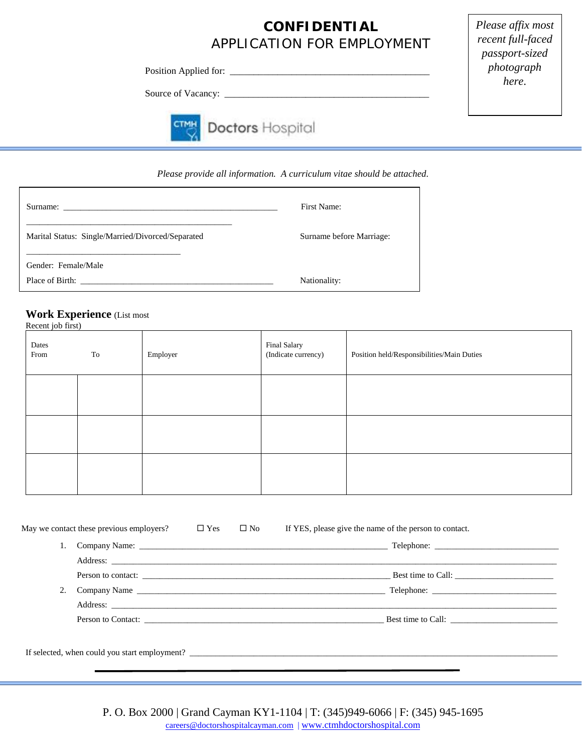# CONFIDENTIAL
## APPLICATION FOR EMPLOYMENT

*Please affix most recent full-faced passport-sized photograph here.*

Position Applied for: ________________________________________

Source of Vacancy: __________________________________________

CTMH Doctors Hospital

*Please provide all information. A curriculum vitae should be attached.*

Surname: __________________________________________________ First Name: ________________________________________________

Marital Status: Single/Married/Divorced/Separated Surname before Marriage: _________________________________

Gender: Female/Male

Place of Birth: ____________________________________________ Nationality:

**Work Experience** (List most Recent job first)

| Dates From | To | Employer | Final Salary (Indicate currency) | Position held/Responsibilities/Main Duties |
|---|---|---|---|---|
| | | | | |
| | | | | |
| | | | | |

May we contact these previous employers? ☐ Yes ☐ No If YES, please give the name of the person to contact.

1. Company Name: ____________________________________________ Telephone: ____________________________
   Address: ______________________________________________________________________________________
   Person to contact: ________________________________________ Best time to Call: ______________________
2. Company Name ____________________________________________ Telephone: ____________________________
   Address: ______________________________________________________________________________________
   Person to Contact: ________________________________________ Best time to Call: ______________________

If selected, when could you start employment? ______________________________________________________________

P. O. Box 2000 | Grand Cayman KY1-1104 | T: (345)949-6066 | F: (345) 945-1695
careers@doctorshospitalcayman.com | www.ctmhdoctorshospital.com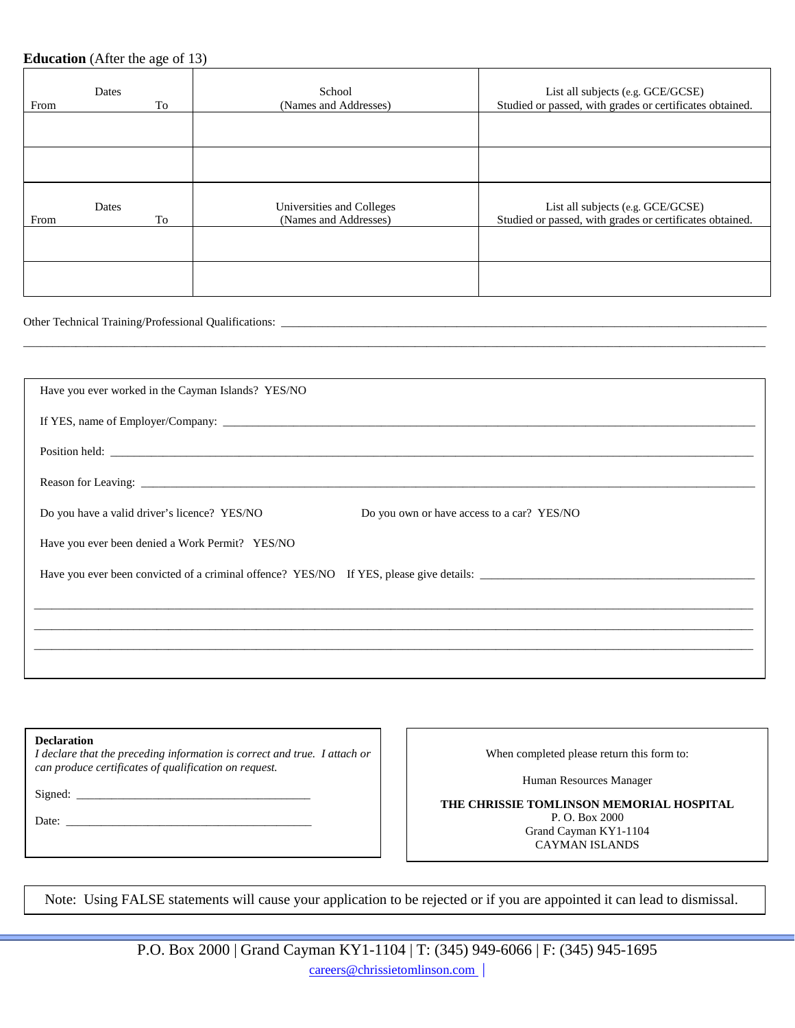**Education** (After the age of 13)

| Dates From | To | School (Names and Addresses) | List all subjects (e.g. GCE/GCSE) Studied or passed, with grades or certificates obtained. |
|---|---|---|---|
| | | | |
| | | | |

| Dates From | To | Universities and Colleges (Names and Addresses) | List all subjects (e.g. GCE/GCSE) Studied or passed, with grades or certificates obtained. |
|---|---|---|---|
| | | | |
| | | | |

Other Technical Training/Professional Qualifications: ______________________________________________

______________________________________________

Have you ever worked in the Cayman Islands? YES/NO

If YES, name of Employer/Company: ______________________________________________

Position held: ______________________________________________

Reason for Leaving: ______________________________________________

Do you have a valid driver's licence? YES/NO

Do you own or have access to a car? YES/NO

Have you ever been denied a Work Permit? YES/NO

Have you ever been convicted of a criminal offence? YES/NO If YES, please give details: ______________________

______________________________________________

______________________________________________

______________________________________________

**Declaration**

*I declare that the preceding information is correct and true. I attach or can produce certificates of qualification on request.*

Signed: ______________________________

Date: ______________________________

When completed please return this form to:

Human Resources Manager

**THE CHRISSIE TOMLINSON MEMORIAL HOSPITAL**
P. O. Box 2000
Grand Cayman KY1-1104
CAYMAN ISLANDS

Note: Using FALSE statements will cause your application to be rejected or if you are appointed it can lead to dismissal.

P.O. Box 2000 | Grand Cayman KY1-1104 | T: (345) 949-6066 | F: (345) 945-1695
careers@chrissietomlinson.com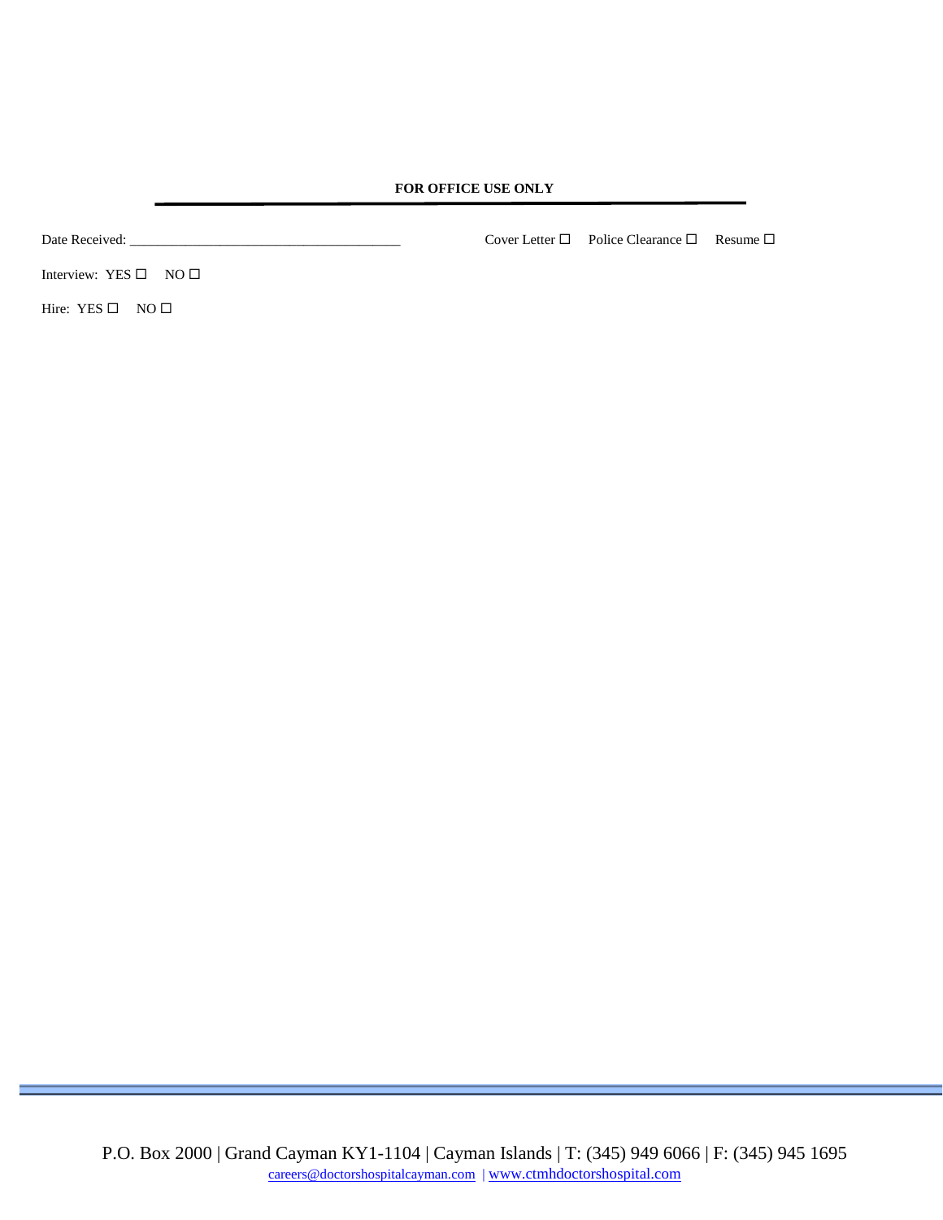**FOR OFFICE USE ONLY**

---

Date Received: _______________________________________ Cover Letter ☐ Police Clearance ☐ Resume ☐

Interview: YES ☐ NO ☐

Hire: YES ☐ NO ☐

P.O. Box 2000 | Grand Cayman KY1-1104 | Cayman Islands | T: (345) 949 6066 | F: (345) 945 1695
careers@doctorshospitalcayman.com | www.ctmhdoctorshospital.com